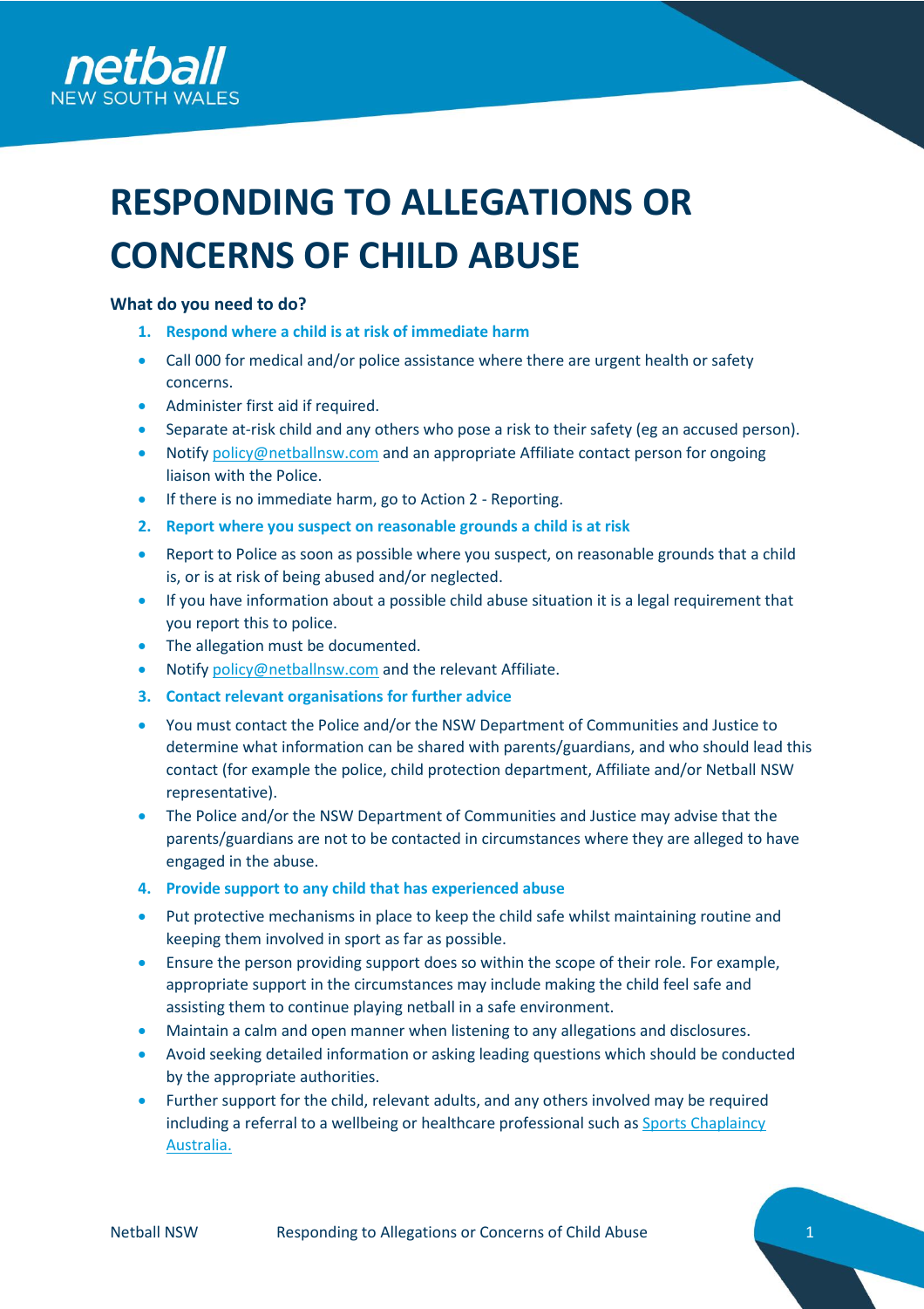# RESPONDING TO ALLEGATIONS OR CONCERNS OF CHILD ABUSE

**What do you need to do?**

1. **Respond where a child is at risk of immediate harm**

- Call 000 for medical and/or police assistance where there are urgent health or safety concerns.
- Administer first aid if required.
- Separate at-risk child and any others who pose a risk to their safety (eg an accused person).
- Notify policy@netballnsw.com and an appropriate Affiliate contact person for ongoing liaison with the Police.
- If there is no immediate harm, go to Action 2 - Reporting.

2. **Report where you suspect on reasonable grounds a child is at risk**

- Report to Police as soon as possible where you suspect, on reasonable grounds that a child is, or is at risk of being abused and/or neglected.
- If you have information about a possible child abuse situation it is a legal requirement that you report this to police.
- The allegation must be documented.
- Notify policy@netballnsw.com and the relevant Affiliate.

3. **Contact relevant organisations for further advice**

- You must contact the Police and/or the NSW Department of Communities and Justice to determine what information can be shared with parents/guardians, and who should lead this contact (for example the police, child protection department, Affiliate and/or Netball NSW representative).
- The Police and/or the NSW Department of Communities and Justice may advise that the parents/guardians are not to be contacted in circumstances where they are alleged to have engaged in the abuse.

4. **Provide support to any child that has experienced abuse**

- Put protective mechanisms in place to keep the child safe whilst maintaining routine and keeping them involved in sport as far as possible.
- Ensure the person providing support does so within the scope of their role. For example, appropriate support in the circumstances may include making the child feel safe and assisting them to continue playing netball in a safe environment.
- Maintain a calm and open manner when listening to any allegations and disclosures.
- Avoid seeking detailed information or asking leading questions which should be conducted by the appropriate authorities.
- Further support for the child, relevant adults, and any others involved may be required including a referral to a wellbeing or healthcare professional such as Sports Chaplaincy Australia.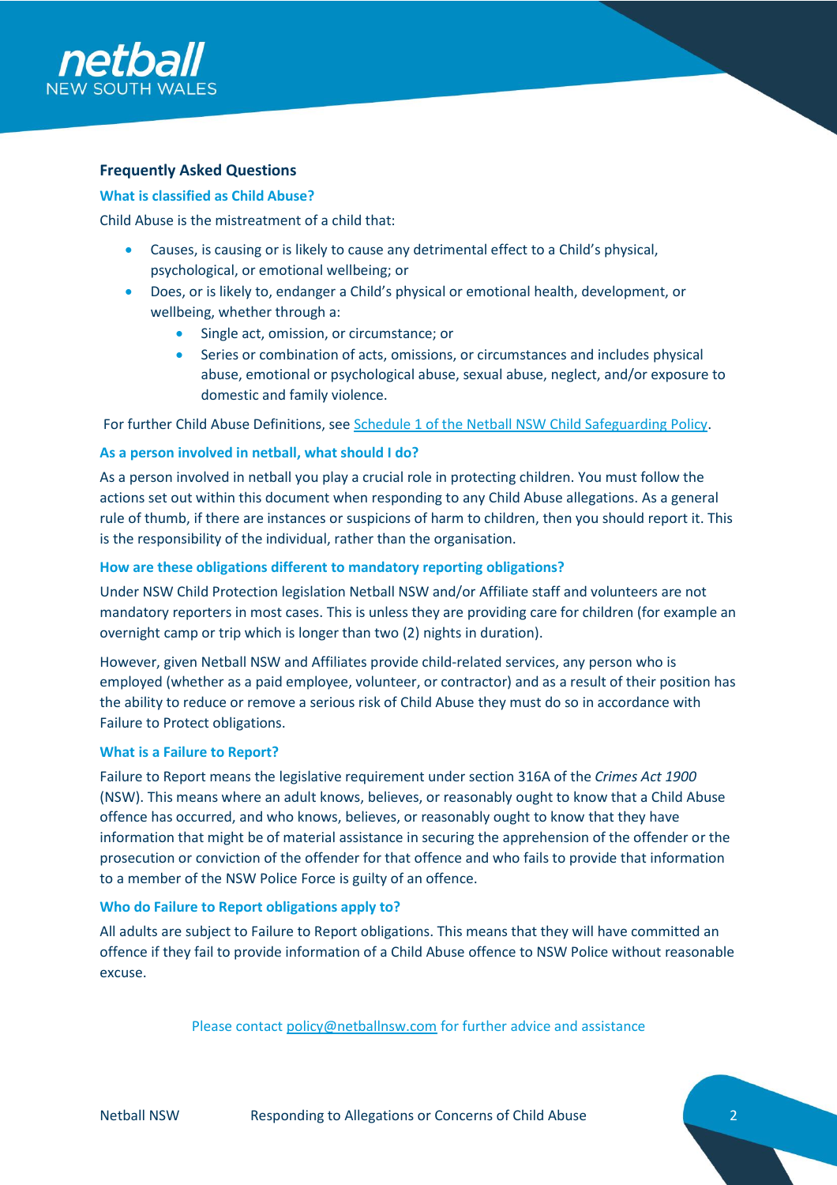## Frequently Asked Questions

### What is classified as Child Abuse?

Child Abuse is the mistreatment of a child that:

- Causes, is causing or is likely to cause any detrimental effect to a Child's physical, psychological, or emotional wellbeing; or
- Does, or is likely to, endanger a Child's physical or emotional health, development, or wellbeing, whether through a:
  - Single act, omission, or circumstance; or
  - Series or combination of acts, omissions, or circumstances and includes physical abuse, emotional or psychological abuse, sexual abuse, neglect, and/or exposure to domestic and family violence.

For further Child Abuse Definitions, see [Schedule 1 of the Netball NSW Child Safeguarding Policy](#).

### As a person involved in netball, what should I do?

As a person involved in netball you play a crucial role in protecting children. You must follow the actions set out within this document when responding to any Child Abuse allegations. As a general rule of thumb, if there are instances or suspicions of harm to children, then you should report it. This is the responsibility of the individual, rather than the organisation.

### How are these obligations different to mandatory reporting obligations?

Under NSW Child Protection legislation Netball NSW and/or Affiliate staff and volunteers are not mandatory reporters in most cases. This is unless they are providing care for children (for example an overnight camp or trip which is longer than two (2) nights in duration).

However, given Netball NSW and Affiliates provide child-related services, any person who is employed (whether as a paid employee, volunteer, or contractor) and as a result of their position has the ability to reduce or remove a serious risk of Child Abuse they must do so in accordance with Failure to Protect obligations.

### What is a Failure to Report?

Failure to Report means the legislative requirement under section 316A of the *Crimes Act 1900* (NSW). This means where an adult knows, believes, or reasonably ought to know that a Child Abuse offence has occurred, and who knows, believes, or reasonably ought to know that they have information that might be of material assistance in securing the apprehension of the offender or the prosecution or conviction of the offender for that offence and who fails to provide that information to a member of the NSW Police Force is guilty of an offence.

### Who do Failure to Report obligations apply to?

All adults are subject to Failure to Report obligations. This means that they will have committed an offence if they fail to provide information of a Child Abuse offence to NSW Police without reasonable excuse.

Please contact policy@netballnsw.com for further advice and assistance